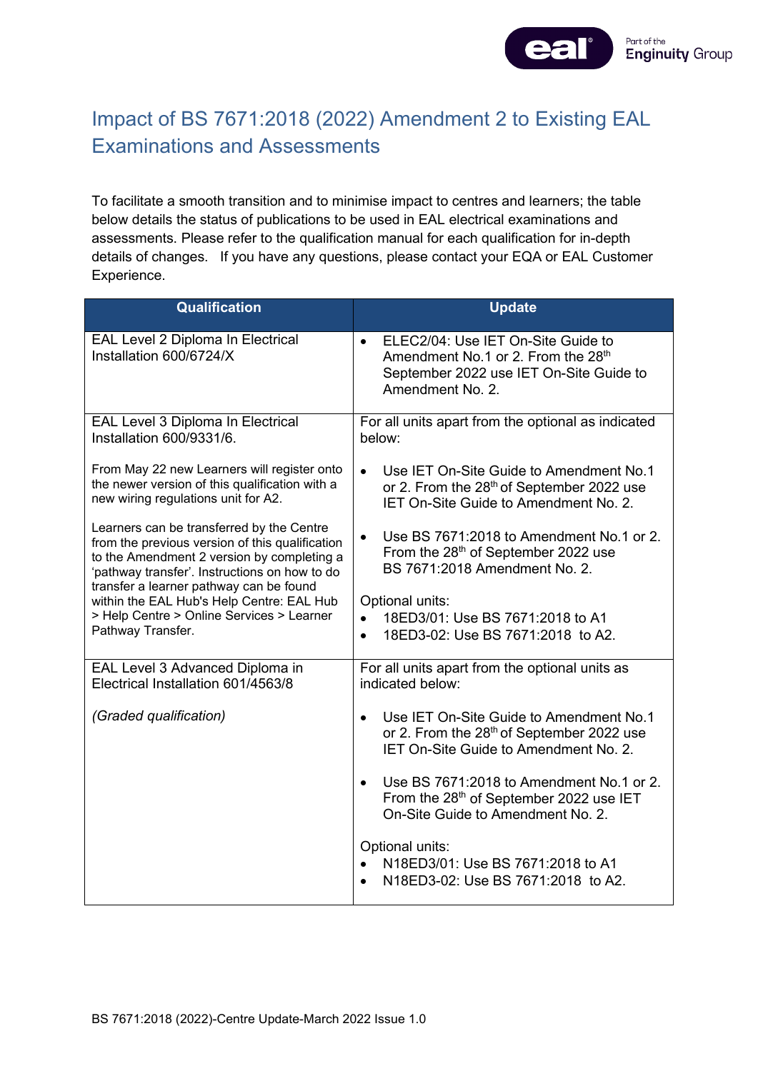# Impact of BS 7671:2018 (2022) Amendment 2 to Existing EAL Examinations and Assessments

To facilitate a smooth transition and to minimise impact to centres and learners; the table below details the status of publications to be used in EAL electrical examinations and assessments. Please refer to the qualification manual for each qualification for in-depth details of changes. If you have any questions, please contact your EQA or EAL Customer Experience.

| Qualification | Update |
|---|---|
| EAL Level 2 Diploma In Electrical Installation 600/6724/X | • ELEC2/04: Use IET On-Site Guide to Amendment No.1 or 2. From the 28th September 2022 use IET On-Site Guide to Amendment No. 2. |
| EAL Level 3 Diploma In Electrical Installation 600/9331/6.<br><br>From May 22 new Learners will register onto the newer version of this qualification with a new wiring regulations unit for A2.<br><br>Learners can be transferred by the Centre from the previous version of this qualification to the Amendment 2 version by completing a 'pathway transfer'. Instructions on how to do transfer a learner pathway can be found within the EAL Hub's Help Centre: EAL Hub > Help Centre > Online Services > Learner Pathway Transfer. | For all units apart from the optional as indicated below:<br><br>• Use IET On-Site Guide to Amendment No.1 or 2. From the 28th of September 2022 use IET On-Site Guide to Amendment No. 2.<br><br>• Use BS 7671:2018 to Amendment No.1 or 2. From the 28th of September 2022 use BS 7671:2018 Amendment No. 2.<br><br>Optional units:<br>• 18ED3/01: Use BS 7671:2018 to A1<br>• 18ED3-02: Use BS 7671:2018 to A2. |
| EAL Level 3 Advanced Diploma in Electrical Installation 601/4563/8<br><br>*(Graded qualification)* | For all units apart from the optional units as indicated below:<br><br>• Use IET On-Site Guide to Amendment No.1 or 2. From the 28th of September 2022 use IET On-Site Guide to Amendment No. 2.<br><br>• Use BS 7671:2018 to Amendment No.1 or 2. From the 28th of September 2022 use IET On-Site Guide to Amendment No. 2.<br><br>Optional units:<br>• N18ED3/01: Use BS 7671:2018 to A1<br>• N18ED3-02: Use BS 7671:2018 to A2. |

BS 7671:2018 (2022)-Centre Update-March 2022 Issue 1.0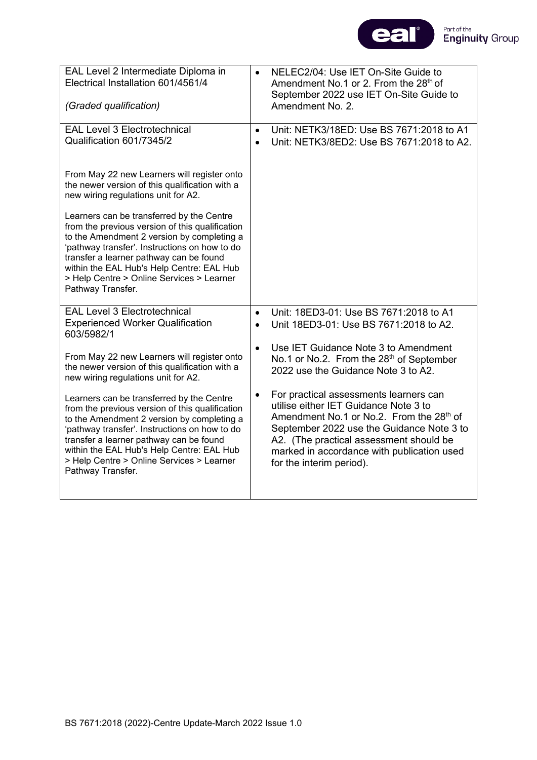| | |
|---|---|
| EAL Level 2 Intermediate Diploma in Electrical Installation 601/4561/4<br><br>*(Graded qualification)* | • NELEC2/04: Use IET On-Site Guide to Amendment No.1 or 2. From the 28th of September 2022 use IET On-Site Guide to Amendment No. 2. |
| EAL Level 3 Electrotechnical Qualification 601/7345/2<br><br>From May 22 new Learners will register onto the newer version of this qualification with a new wiring regulations unit for A2.<br><br>Learners can be transferred by the Centre from the previous version of this qualification to the Amendment 2 version by completing a 'pathway transfer'. Instructions on how to do transfer a learner pathway can be found within the EAL Hub's Help Centre: EAL Hub > Help Centre > Online Services > Learner Pathway Transfer. | • Unit: NETK3/18ED: Use BS 7671:2018 to A1<br>• Unit: NETK3/8ED2: Use BS 7671:2018 to A2. |
| EAL Level 3 Electrotechnical Experienced Worker Qualification 603/5982/1<br><br>From May 22 new Learners will register onto the newer version of this qualification with a new wiring regulations unit for A2.<br><br>Learners can be transferred by the Centre from the previous version of this qualification to the Amendment 2 version by completing a 'pathway transfer'. Instructions on how to do transfer a learner pathway can be found within the EAL Hub's Help Centre: EAL Hub > Help Centre > Online Services > Learner Pathway Transfer. | • Unit: 18ED3-01: Use BS 7671:2018 to A1<br>• Unit 18ED3-01: Use BS 7671:2018 to A2.<br><br>• Use IET Guidance Note 3 to Amendment No.1 or No.2. From the 28th of September 2022 use the Guidance Note 3 to A2.<br><br>• For practical assessments learners can utilise either IET Guidance Note 3 to Amendment No.1 or No.2. From the 28th of September 2022 use the Guidance Note 3 to A2. (The practical assessment should be marked in accordance with publication used for the interim period). |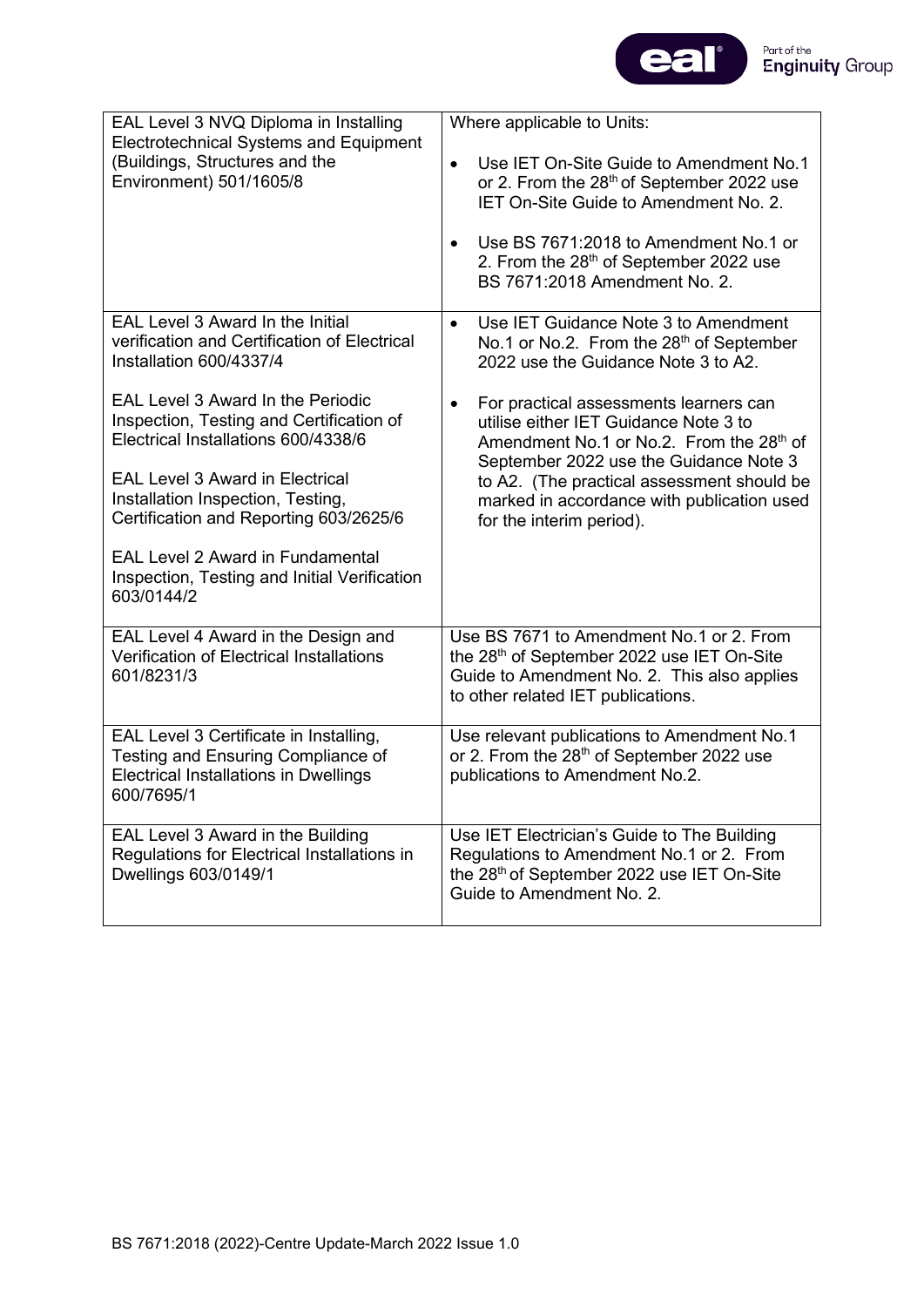| | |
|---|---|
| EAL Level 3 NVQ Diploma in Installing Electrotechnical Systems and Equipment (Buildings, Structures and the Environment) 501/1605/8 | Where applicable to Units:<br><br>• Use IET On-Site Guide to Amendment No.1 or 2. From the 28th of September 2022 use IET On-Site Guide to Amendment No. 2.<br><br>• Use BS 7671:2018 to Amendment No.1 or 2. From the 28th of September 2022 use BS 7671:2018 Amendment No. 2. |
| EAL Level 3 Award In the Initial verification and Certification of Electrical Installation 600/4337/4<br><br>EAL Level 3 Award In the Periodic Inspection, Testing and Certification of Electrical Installations 600/4338/6<br><br>EAL Level 3 Award in Electrical Installation Inspection, Testing, Certification and Reporting 603/2625/6<br><br>EAL Level 2 Award in Fundamental Inspection, Testing and Initial Verification 603/0144/2 | • Use IET Guidance Note 3 to Amendment No.1 or No.2. From the 28th of September 2022 use the Guidance Note 3 to A2.<br><br>• For practical assessments learners can utilise either IET Guidance Note 3 to Amendment No.1 or No.2. From the 28th of September 2022 use the Guidance Note 3 to A2. (The practical assessment should be marked in accordance with publication used for the interim period). |
| EAL Level 4 Award in the Design and Verification of Electrical Installations 601/8231/3 | Use BS 7671 to Amendment No.1 or 2. From the 28th of September 2022 use IET On-Site Guide to Amendment No. 2. This also applies to other related IET publications. |
| EAL Level 3 Certificate in Installing, Testing and Ensuring Compliance of Electrical Installations in Dwellings 600/7695/1 | Use relevant publications to Amendment No.1 or 2. From the 28th of September 2022 use publications to Amendment No.2. |
| EAL Level 3 Award in the Building Regulations for Electrical Installations in Dwellings 603/0149/1 | Use IET Electrician's Guide to The Building Regulations to Amendment No.1 or 2. From the 28th of September 2022 use IET On-Site Guide to Amendment No. 2. |